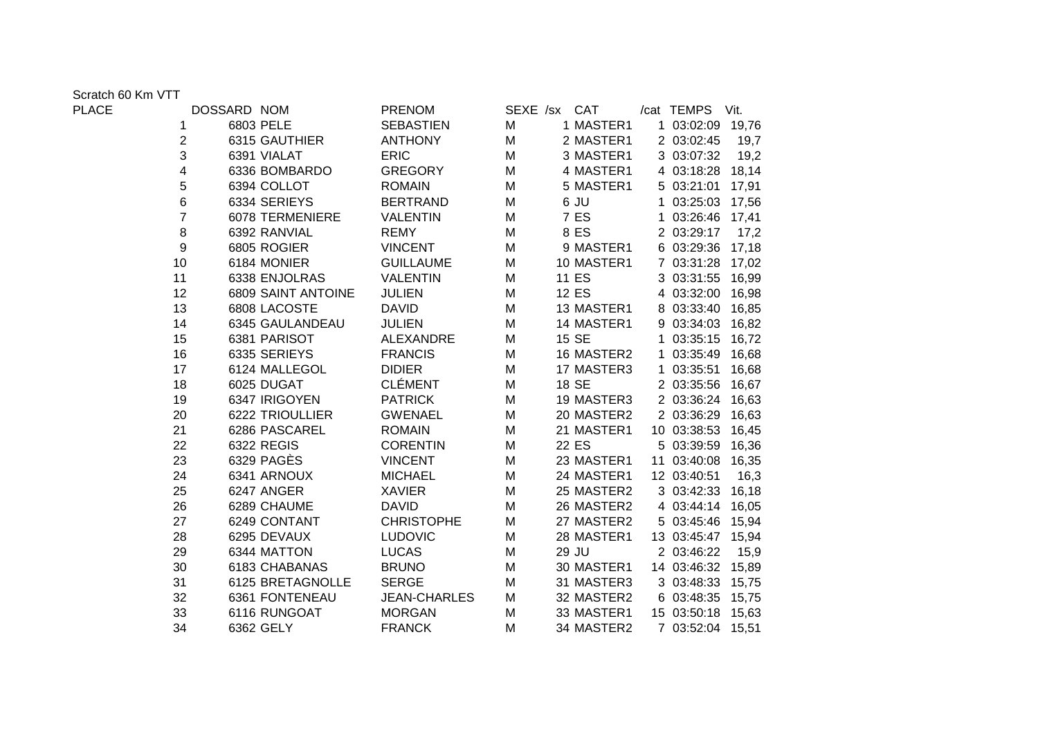Scratch 60 Km VTT

| PLACE | DOSSARD | NOM | PRENOM | SEXE | /sx | CAT | /cat | TEMPS | Vit. |
|---|---|---|---|---|---|---|---|---|---|
| 1 | 6803 | PELE | SEBASTIEN | M | 1 | MASTER1 | 1 | 03:02:09 | 19,76 |
| 2 | 6315 | GAUTHIER | ANTHONY | M | 2 | MASTER1 | 2 | 03:02:45 | 19,7 |
| 3 | 6391 | VIALAT | ERIC | M | 3 | MASTER1 | 3 | 03:07:32 | 19,2 |
| 4 | 6336 | BOMBARDO | GREGORY | M | 4 | MASTER1 | 4 | 03:18:28 | 18,14 |
| 5 | 6394 | COLLOT | ROMAIN | M | 5 | MASTER1 | 5 | 03:21:01 | 17,91 |
| 6 | 6334 | SERIEYS | BERTRAND | M | 6 | JU | 1 | 03:25:03 | 17,56 |
| 7 | 6078 | TERMENIERE | VALENTIN | M | 7 | ES | 1 | 03:26:46 | 17,41 |
| 8 | 6392 | RANVIAL | REMY | M | 8 | ES | 2 | 03:29:17 | 17,2 |
| 9 | 6805 | ROGIER | VINCENT | M | 9 | MASTER1 | 6 | 03:29:36 | 17,18 |
| 10 | 6184 | MONIER | GUILLAUME | M | 10 | MASTER1 | 7 | 03:31:28 | 17,02 |
| 11 | 6338 | ENJOLRAS | VALENTIN | M | 11 | ES | 3 | 03:31:55 | 16,99 |
| 12 | 6809 | SAINT ANTOINE | JULIEN | M | 12 | ES | 4 | 03:32:00 | 16,98 |
| 13 | 6808 | LACOSTE | DAVID | M | 13 | MASTER1 | 8 | 03:33:40 | 16,85 |
| 14 | 6345 | GAULANDEAU | JULIEN | M | 14 | MASTER1 | 9 | 03:34:03 | 16,82 |
| 15 | 6381 | PARISOT | ALEXANDRE | M | 15 | SE | 1 | 03:35:15 | 16,72 |
| 16 | 6335 | SERIEYS | FRANCIS | M | 16 | MASTER2 | 1 | 03:35:49 | 16,68 |
| 17 | 6124 | MALLEGOL | DIDIER | M | 17 | MASTER3 | 1 | 03:35:51 | 16,68 |
| 18 | 6025 | DUGAT | CLÉMENT | M | 18 | SE | 2 | 03:35:56 | 16,67 |
| 19 | 6347 | IRIGOYEN | PATRICK | M | 19 | MASTER3 | 2 | 03:36:24 | 16,63 |
| 20 | 6222 | TRIOULLIER | GWENAEL | M | 20 | MASTER2 | 2 | 03:36:29 | 16,63 |
| 21 | 6286 | PASCAREL | ROMAIN | M | 21 | MASTER1 | 10 | 03:38:53 | 16,45 |
| 22 | 6322 | REGIS | CORENTIN | M | 22 | ES | 5 | 03:39:59 | 16,36 |
| 23 | 6329 | PAGÈS | VINCENT | M | 23 | MASTER1 | 11 | 03:40:08 | 16,35 |
| 24 | 6341 | ARNOUX | MICHAEL | M | 24 | MASTER1 | 12 | 03:40:51 | 16,3 |
| 25 | 6247 | ANGER | XAVIER | M | 25 | MASTER2 | 3 | 03:42:33 | 16,18 |
| 26 | 6289 | CHAUME | DAVID | M | 26 | MASTER2 | 4 | 03:44:14 | 16,05 |
| 27 | 6249 | CONTANT | CHRISTOPHE | M | 27 | MASTER2 | 5 | 03:45:46 | 15,94 |
| 28 | 6295 | DEVAUX | LUDOVIC | M | 28 | MASTER1 | 13 | 03:45:47 | 15,94 |
| 29 | 6344 | MATTON | LUCAS | M | 29 | JU | 2 | 03:46:22 | 15,9 |
| 30 | 6183 | CHABANAS | BRUNO | M | 30 | MASTER1 | 14 | 03:46:32 | 15,89 |
| 31 | 6125 | BRETAGNOLLE | SERGE | M | 31 | MASTER3 | 3 | 03:48:33 | 15,75 |
| 32 | 6361 | FONTENEAU | JEAN-CHARLES | M | 32 | MASTER2 | 6 | 03:48:35 | 15,75 |
| 33 | 6116 | RUNGOAT | MORGAN | M | 33 | MASTER1 | 15 | 03:50:18 | 15,63 |
| 34 | 6362 | GELY | FRANCK | M | 34 | MASTER2 | 7 | 03:52:04 | 15,51 |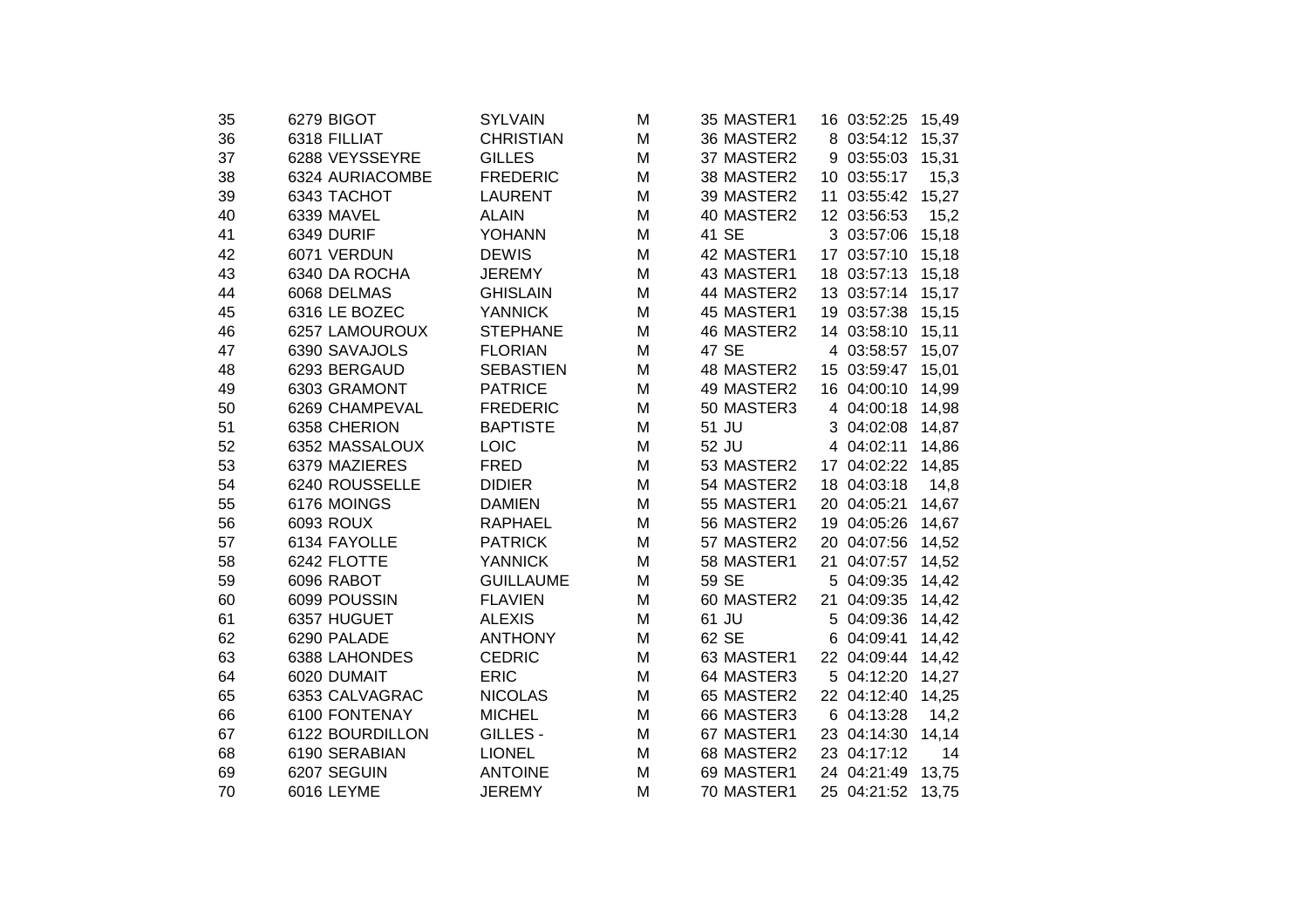| | | | | | | | | | |
|---|---|---|---|---|---|---|---|---|---|
| 35 | 6279 | BIGOT | SYLVAIN | M | 35 | MASTER1 | 16 | 03:52:25 | 15,49 |
| 36 | 6318 | FILLIAT | CHRISTIAN | M | 36 | MASTER2 | 8 | 03:54:12 | 15,37 |
| 37 | 6288 | VEYSSEYRE | GILLES | M | 37 | MASTER2 | 9 | 03:55:03 | 15,31 |
| 38 | 6324 | AURIACOMBE | FREDERIC | M | 38 | MASTER2 | 10 | 03:55:17 | 15,3 |
| 39 | 6343 | TACHOT | LAURENT | M | 39 | MASTER2 | 11 | 03:55:42 | 15,27 |
| 40 | 6339 | MAVEL | ALAIN | M | 40 | MASTER2 | 12 | 03:56:53 | 15,2 |
| 41 | 6349 | DURIF | YOHANN | M | 41 | SE | 3 | 03:57:06 | 15,18 |
| 42 | 6071 | VERDUN | DEWIS | M | 42 | MASTER1 | 17 | 03:57:10 | 15,18 |
| 43 | 6340 | DA ROCHA | JEREMY | M | 43 | MASTER1 | 18 | 03:57:13 | 15,18 |
| 44 | 6068 | DELMAS | GHISLAIN | M | 44 | MASTER2 | 13 | 03:57:14 | 15,17 |
| 45 | 6316 | LE BOZEC | YANNICK | M | 45 | MASTER1 | 19 | 03:57:38 | 15,15 |
| 46 | 6257 | LAMOUROUX | STEPHANE | M | 46 | MASTER2 | 14 | 03:58:10 | 15,11 |
| 47 | 6390 | SAVAJOLS | FLORIAN | M | 47 | SE | 4 | 03:58:57 | 15,07 |
| 48 | 6293 | BERGAUD | SEBASTIEN | M | 48 | MASTER2 | 15 | 03:59:47 | 15,01 |
| 49 | 6303 | GRAMONT | PATRICE | M | 49 | MASTER2 | 16 | 04:00:10 | 14,99 |
| 50 | 6269 | CHAMPEVAL | FREDERIC | M | 50 | MASTER3 | 4 | 04:00:18 | 14,98 |
| 51 | 6358 | CHERION | BAPTISTE | M | 51 | JU | 3 | 04:02:08 | 14,87 |
| 52 | 6352 | MASSALOUX | LOIC | M | 52 | JU | 4 | 04:02:11 | 14,86 |
| 53 | 6379 | MAZIERES | FRED | M | 53 | MASTER2 | 17 | 04:02:22 | 14,85 |
| 54 | 6240 | ROUSSELLE | DIDIER | M | 54 | MASTER2 | 18 | 04:03:18 | 14,8 |
| 55 | 6176 | MOINGS | DAMIEN | M | 55 | MASTER1 | 20 | 04:05:21 | 14,67 |
| 56 | 6093 | ROUX | RAPHAEL | M | 56 | MASTER2 | 19 | 04:05:26 | 14,67 |
| 57 | 6134 | FAYOLLE | PATRICK | M | 57 | MASTER2 | 20 | 04:07:56 | 14,52 |
| 58 | 6242 | FLOTTE | YANNICK | M | 58 | MASTER1 | 21 | 04:07:57 | 14,52 |
| 59 | 6096 | RABOT | GUILLAUME | M | 59 | SE | 5 | 04:09:35 | 14,42 |
| 60 | 6099 | POUSSIN | FLAVIEN | M | 60 | MASTER2 | 21 | 04:09:35 | 14,42 |
| 61 | 6357 | HUGUET | ALEXIS | M | 61 | JU | 5 | 04:09:36 | 14,42 |
| 62 | 6290 | PALADE | ANTHONY | M | 62 | SE | 6 | 04:09:41 | 14,42 |
| 63 | 6388 | LAHONDES | CEDRIC | M | 63 | MASTER1 | 22 | 04:09:44 | 14,42 |
| 64 | 6020 | DUMAIT | ERIC | M | 64 | MASTER3 | 5 | 04:12:20 | 14,27 |
| 65 | 6353 | CALVAGRAC | NICOLAS | M | 65 | MASTER2 | 22 | 04:12:40 | 14,25 |
| 66 | 6100 | FONTENAY | MICHEL | M | 66 | MASTER3 | 6 | 04:13:28 | 14,2 |
| 67 | 6122 | BOURDILLON | GILLES - | M | 67 | MASTER1 | 23 | 04:14:30 | 14,14 |
| 68 | 6190 | SERABIAN | LIONEL | M | 68 | MASTER2 | 23 | 04:17:12 | 14 |
| 69 | 6207 | SEGUIN | ANTOINE | M | 69 | MASTER1 | 24 | 04:21:49 | 13,75 |
| 70 | 6016 | LEYME | JEREMY | M | 70 | MASTER1 | 25 | 04:21:52 | 13,75 |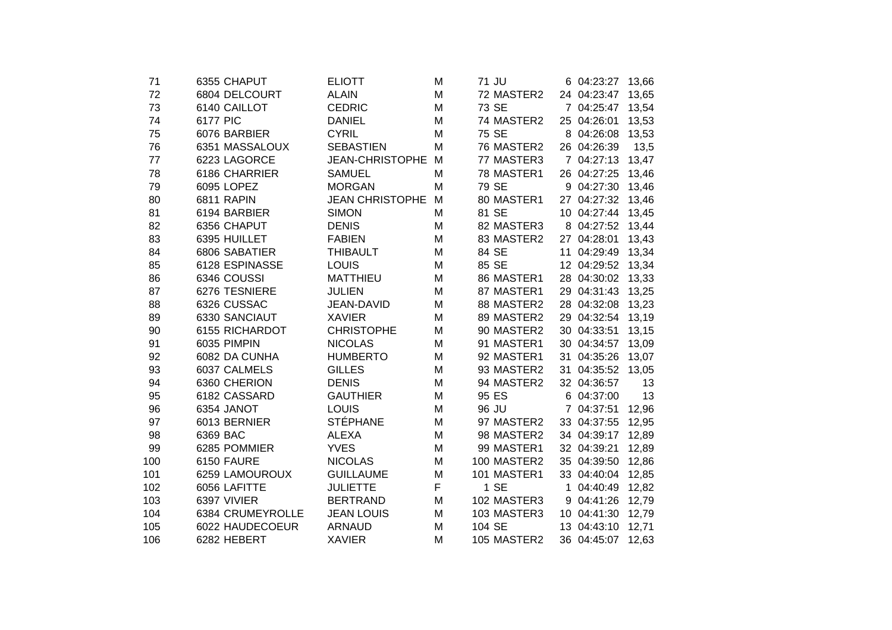| | | | | | | | | |
|---|---|---|---|---|---|---|---|---|
| 71 | 6355 | CHAPUT | ELIOTT | M | 71 | JU | 6 | 04:23:27 | 13,66 |
| 72 | 6804 | DELCOURT | ALAIN | M | 72 | MASTER2 | 24 | 04:23:47 | 13,65 |
| 73 | 6140 | CAILLOT | CEDRIC | M | 73 | SE | 7 | 04:25:47 | 13,54 |
| 74 | 6177 | PIC | DANIEL | M | 74 | MASTER2 | 25 | 04:26:01 | 13,53 |
| 75 | 6076 | BARBIER | CYRIL | M | 75 | SE | 8 | 04:26:08 | 13,53 |
| 76 | 6351 | MASSALOUX | SEBASTIEN | M | 76 | MASTER2 | 26 | 04:26:39 | 13,5 |
| 77 | 6223 | LAGORCE | JEAN-CHRISTOPHE | M | 77 | MASTER3 | 7 | 04:27:13 | 13,47 |
| 78 | 6186 | CHARRIER | SAMUEL | M | 78 | MASTER1 | 26 | 04:27:25 | 13,46 |
| 79 | 6095 | LOPEZ | MORGAN | M | 79 | SE | 9 | 04:27:30 | 13,46 |
| 80 | 6811 | RAPIN | JEAN CHRISTOPHE | M | 80 | MASTER1 | 27 | 04:27:32 | 13,46 |
| 81 | 6194 | BARBIER | SIMON | M | 81 | SE | 10 | 04:27:44 | 13,45 |
| 82 | 6356 | CHAPUT | DENIS | M | 82 | MASTER3 | 8 | 04:27:52 | 13,44 |
| 83 | 6395 | HUILLET | FABIEN | M | 83 | MASTER2 | 27 | 04:28:01 | 13,43 |
| 84 | 6806 | SABATIER | THIBAULT | M | 84 | SE | 11 | 04:29:49 | 13,34 |
| 85 | 6128 | ESPINASSE | LOUIS | M | 85 | SE | 12 | 04:29:52 | 13,34 |
| 86 | 6346 | COUSSI | MATTHIEU | M | 86 | MASTER1 | 28 | 04:30:02 | 13,33 |
| 87 | 6276 | TESNIERE | JULIEN | M | 87 | MASTER1 | 29 | 04:31:43 | 13,25 |
| 88 | 6326 | CUSSAC | JEAN-DAVID | M | 88 | MASTER2 | 28 | 04:32:08 | 13,23 |
| 89 | 6330 | SANCIAUT | XAVIER | M | 89 | MASTER2 | 29 | 04:32:54 | 13,19 |
| 90 | 6155 | RICHARDOT | CHRISTOPHE | M | 90 | MASTER2 | 30 | 04:33:51 | 13,15 |
| 91 | 6035 | PIMPIN | NICOLAS | M | 91 | MASTER1 | 30 | 04:34:57 | 13,09 |
| 92 | 6082 | DA CUNHA | HUMBERTO | M | 92 | MASTER1 | 31 | 04:35:26 | 13,07 |
| 93 | 6037 | CALMELS | GILLES | M | 93 | MASTER2 | 31 | 04:35:52 | 13,05 |
| 94 | 6360 | CHERION | DENIS | M | 94 | MASTER2 | 32 | 04:36:57 | 13 |
| 95 | 6182 | CASSARD | GAUTHIER | M | 95 | ES | 6 | 04:37:00 | 13 |
| 96 | 6354 | JANOT | LOUIS | M | 96 | JU | 7 | 04:37:51 | 12,96 |
| 97 | 6013 | BERNIER | STÉPHANE | M | 97 | MASTER2 | 33 | 04:37:55 | 12,95 |
| 98 | 6369 | BAC | ALEXA | M | 98 | MASTER2 | 34 | 04:39:17 | 12,89 |
| 99 | 6285 | POMMIER | YVES | M | 99 | MASTER1 | 32 | 04:39:21 | 12,89 |
| 100 | 6150 | FAURE | NICOLAS | M | 100 | MASTER2 | 35 | 04:39:50 | 12,86 |
| 101 | 6259 | LAMOUROUX | GUILLAUME | M | 101 | MASTER1 | 33 | 04:40:04 | 12,85 |
| 102 | 6056 | LAFITTE | JULIETTE | F | 1 | SE | 1 | 04:40:49 | 12,82 |
| 103 | 6397 | VIVIER | BERTRAND | M | 102 | MASTER3 | 9 | 04:41:26 | 12,79 |
| 104 | 6384 | CRUMEYROLLE | JEAN LOUIS | M | 103 | MASTER3 | 10 | 04:41:30 | 12,79 |
| 105 | 6022 | HAUDECOEUR | ARNAUD | M | 104 | SE | 13 | 04:43:10 | 12,71 |
| 106 | 6282 | HEBERT | XAVIER | M | 105 | MASTER2 | 36 | 04:45:07 | 12,63 |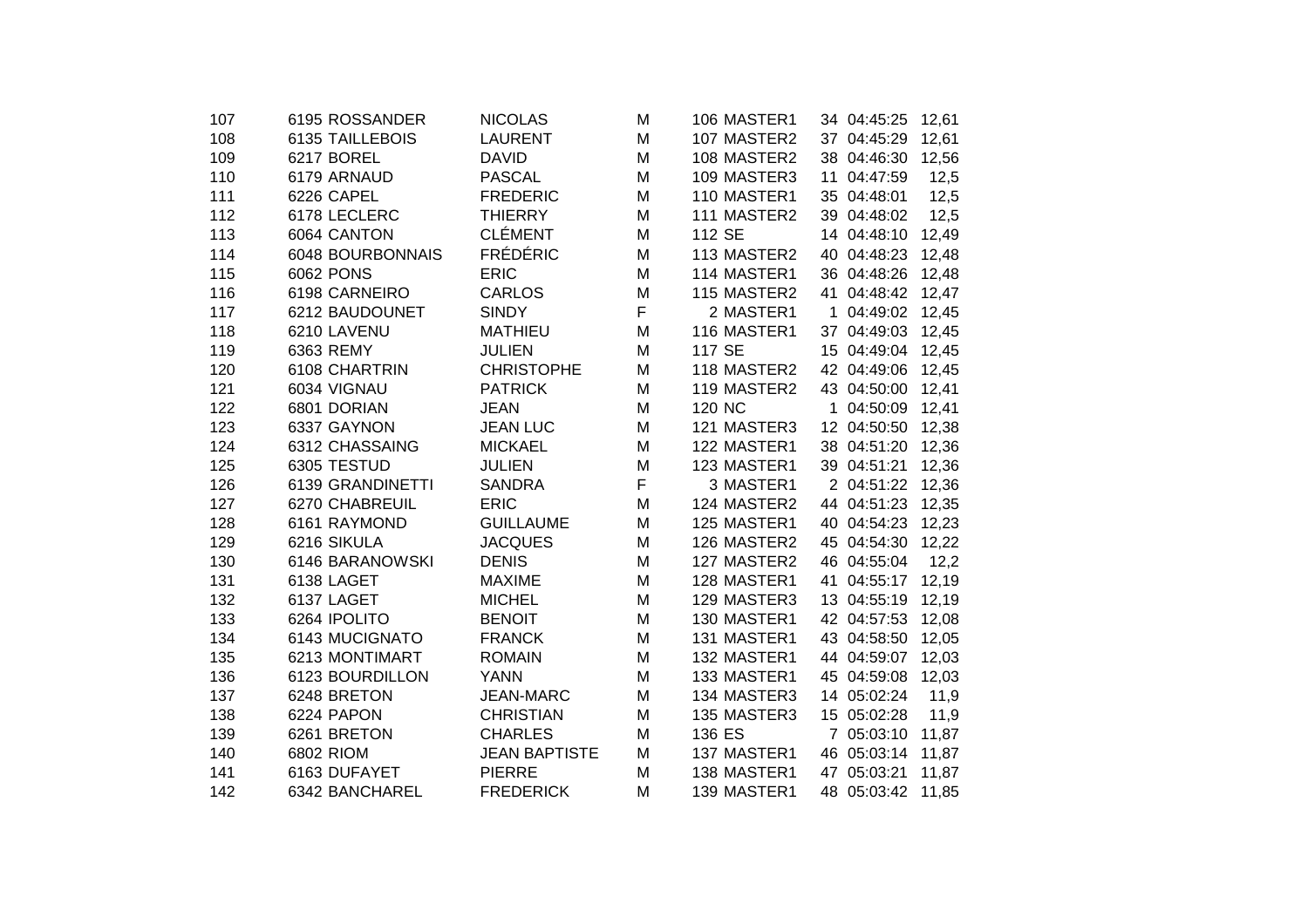| | | | | | | | | | |
|---|---|---|---|---|---|---|---|---|---|
| 107 | 6195 | ROSSANDER | NICOLAS | M | 106 | MASTER1 | 34 | 04:45:25 | 12,61 |
| 108 | 6135 | TAILLEBOIS | LAURENT | M | 107 | MASTER2 | 37 | 04:45:29 | 12,61 |
| 109 | 6217 | BOREL | DAVID | M | 108 | MASTER2 | 38 | 04:46:30 | 12,56 |
| 110 | 6179 | ARNAUD | PASCAL | M | 109 | MASTER3 | 11 | 04:47:59 | 12,5 |
| 111 | 6226 | CAPEL | FREDERIC | M | 110 | MASTER1 | 35 | 04:48:01 | 12,5 |
| 112 | 6178 | LECLERC | THIERRY | M | 111 | MASTER2 | 39 | 04:48:02 | 12,5 |
| 113 | 6064 | CANTON | CLÉMENT | M | 112 | SE | 14 | 04:48:10 | 12,49 |
| 114 | 6048 | BOURBONNAIS | FRÉDÉRIC | M | 113 | MASTER2 | 40 | 04:48:23 | 12,48 |
| 115 | 6062 | PONS | ERIC | M | 114 | MASTER1 | 36 | 04:48:26 | 12,48 |
| 116 | 6198 | CARNEIRO | CARLOS | M | 115 | MASTER2 | 41 | 04:48:42 | 12,47 |
| 117 | 6212 | BAUDOUNET | SINDY | F | 2 | MASTER1 | 1 | 04:49:02 | 12,45 |
| 118 | 6210 | LAVENU | MATHIEU | M | 116 | MASTER1 | 37 | 04:49:03 | 12,45 |
| 119 | 6363 | REMY | JULIEN | M | 117 | SE | 15 | 04:49:04 | 12,45 |
| 120 | 6108 | CHARTRIN | CHRISTOPHE | M | 118 | MASTER2 | 42 | 04:49:06 | 12,45 |
| 121 | 6034 | VIGNAU | PATRICK | M | 119 | MASTER2 | 43 | 04:50:00 | 12,41 |
| 122 | 6801 | DORIAN | JEAN | M | 120 | NC | 1 | 04:50:09 | 12,41 |
| 123 | 6337 | GAYNON | JEAN LUC | M | 121 | MASTER3 | 12 | 04:50:50 | 12,38 |
| 124 | 6312 | CHASSAING | MICKAEL | M | 122 | MASTER1 | 38 | 04:51:20 | 12,36 |
| 125 | 6305 | TESTUD | JULIEN | M | 123 | MASTER1 | 39 | 04:51:21 | 12,36 |
| 126 | 6139 | GRANDINETTI | SANDRA | F | 3 | MASTER1 | 2 | 04:51:22 | 12,36 |
| 127 | 6270 | CHABREUIL | ERIC | M | 124 | MASTER2 | 44 | 04:51:23 | 12,35 |
| 128 | 6161 | RAYMOND | GUILLAUME | M | 125 | MASTER1 | 40 | 04:54:23 | 12,23 |
| 129 | 6216 | SIKULA | JACQUES | M | 126 | MASTER2 | 45 | 04:54:30 | 12,22 |
| 130 | 6146 | BARANOWSKI | DENIS | M | 127 | MASTER2 | 46 | 04:55:04 | 12,2 |
| 131 | 6138 | LAGET | MAXIME | M | 128 | MASTER1 | 41 | 04:55:17 | 12,19 |
| 132 | 6137 | LAGET | MICHEL | M | 129 | MASTER3 | 13 | 04:55:19 | 12,19 |
| 133 | 6264 | IPOLITO | BENOIT | M | 130 | MASTER1 | 42 | 04:57:53 | 12,08 |
| 134 | 6143 | MUCIGNATO | FRANCK | M | 131 | MASTER1 | 43 | 04:58:50 | 12,05 |
| 135 | 6213 | MONTIMART | ROMAIN | M | 132 | MASTER1 | 44 | 04:59:07 | 12,03 |
| 136 | 6123 | BOURDILLON | YANN | M | 133 | MASTER1 | 45 | 04:59:08 | 12,03 |
| 137 | 6248 | BRETON | JEAN-MARC | M | 134 | MASTER3 | 14 | 05:02:24 | 11,9 |
| 138 | 6224 | PAPON | CHRISTIAN | M | 135 | MASTER3 | 15 | 05:02:28 | 11,9 |
| 139 | 6261 | BRETON | CHARLES | M | 136 | ES | 7 | 05:03:10 | 11,87 |
| 140 | 6802 | RIOM | JEAN BAPTISTE | M | 137 | MASTER1 | 46 | 05:03:14 | 11,87 |
| 141 | 6163 | DUFAYET | PIERRE | M | 138 | MASTER1 | 47 | 05:03:21 | 11,87 |
| 142 | 6342 | BANCHAREL | FREDERICK | M | 139 | MASTER1 | 48 | 05:03:42 | 11,85 |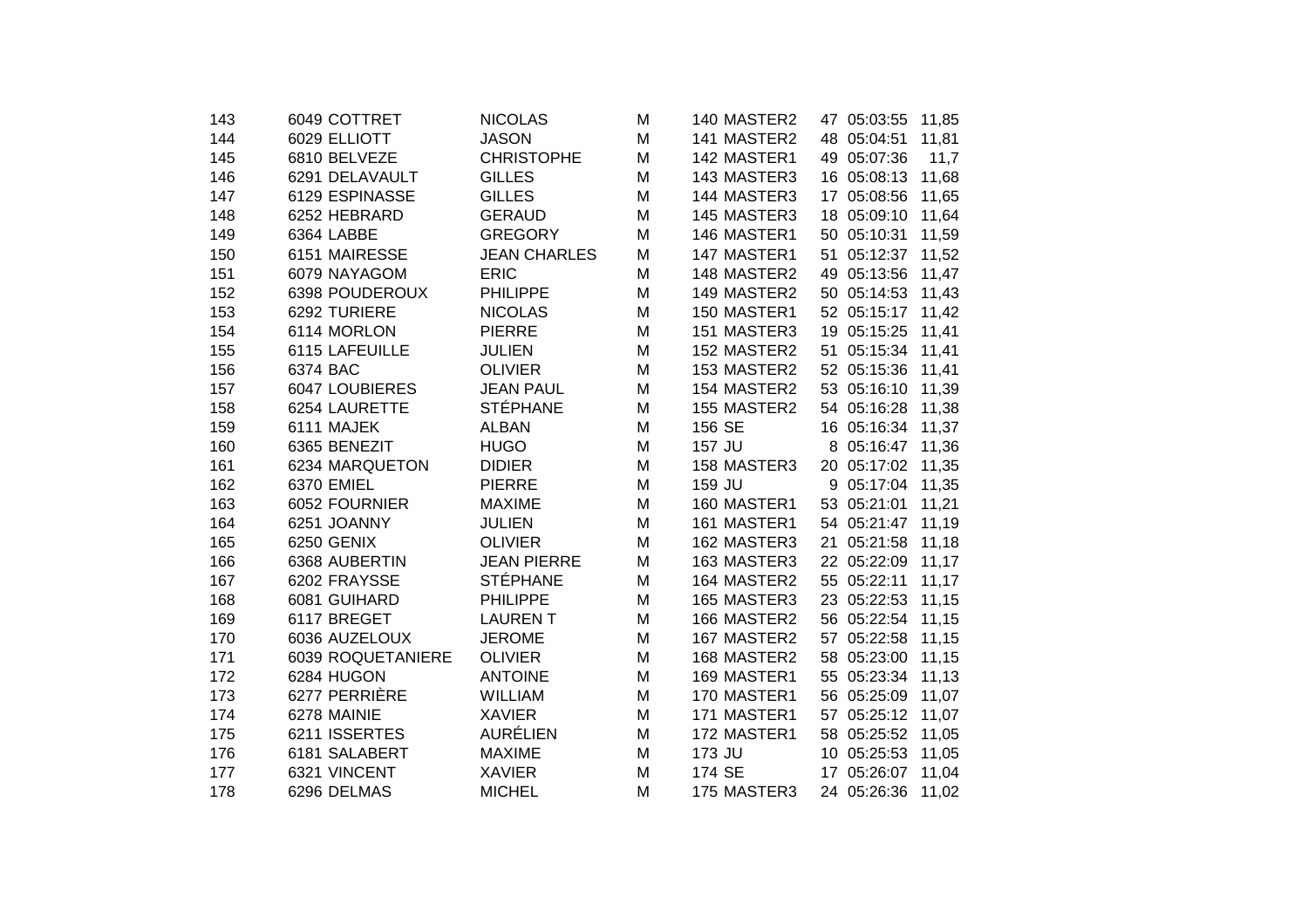| | | | | | | | | |
|---|---|---|---|---|---|---|---|---|
| 143 | 6049 COTTRET | NICOLAS | M | 140 MASTER2 | 47 | 05:03:55 | 11,85 |
| 144 | 6029 ELLIOTT | JASON | M | 141 MASTER2 | 48 | 05:04:51 | 11,81 |
| 145 | 6810 BELVEZE | CHRISTOPHE | M | 142 MASTER1 | 49 | 05:07:36 | 11,7 |
| 146 | 6291 DELAVAULT | GILLES | M | 143 MASTER3 | 16 | 05:08:13 | 11,68 |
| 147 | 6129 ESPINASSE | GILLES | M | 144 MASTER3 | 17 | 05:08:56 | 11,65 |
| 148 | 6252 HEBRARD | GERAUD | M | 145 MASTER3 | 18 | 05:09:10 | 11,64 |
| 149 | 6364 LABBE | GREGORY | M | 146 MASTER1 | 50 | 05:10:31 | 11,59 |
| 150 | 6151 MAIRESSE | JEAN CHARLES | M | 147 MASTER1 | 51 | 05:12:37 | 11,52 |
| 151 | 6079 NAYAGOM | ERIC | M | 148 MASTER2 | 49 | 05:13:56 | 11,47 |
| 152 | 6398 POUDEROUX | PHILIPPE | M | 149 MASTER2 | 50 | 05:14:53 | 11,43 |
| 153 | 6292 TURIERE | NICOLAS | M | 150 MASTER1 | 52 | 05:15:17 | 11,42 |
| 154 | 6114 MORLON | PIERRE | M | 151 MASTER3 | 19 | 05:15:25 | 11,41 |
| 155 | 6115 LAFEUILLE | JULIEN | M | 152 MASTER2 | 51 | 05:15:34 | 11,41 |
| 156 | 6374 BAC | OLIVIER | M | 153 MASTER2 | 52 | 05:15:36 | 11,41 |
| 157 | 6047 LOUBIERES | JEAN PAUL | M | 154 MASTER2 | 53 | 05:16:10 | 11,39 |
| 158 | 6254 LAURETTE | STÉPHANE | M | 155 MASTER2 | 54 | 05:16:28 | 11,38 |
| 159 | 6111 MAJEK | ALBAN | M | 156 SE | 16 | 05:16:34 | 11,37 |
| 160 | 6365 BENEZIT | HUGO | M | 157 JU | 8 | 05:16:47 | 11,36 |
| 161 | 6234 MARQUETON | DIDIER | M | 158 MASTER3 | 20 | 05:17:02 | 11,35 |
| 162 | 6370 EMIEL | PIERRE | M | 159 JU | 9 | 05:17:04 | 11,35 |
| 163 | 6052 FOURNIER | MAXIME | M | 160 MASTER1 | 53 | 05:21:01 | 11,21 |
| 164 | 6251 JOANNY | JULIEN | M | 161 MASTER1 | 54 | 05:21:47 | 11,19 |
| 165 | 6250 GENIX | OLIVIER | M | 162 MASTER3 | 21 | 05:21:58 | 11,18 |
| 166 | 6368 AUBERTIN | JEAN PIERRE | M | 163 MASTER3 | 22 | 05:22:09 | 11,17 |
| 167 | 6202 FRAYSSE | STÉPHANE | M | 164 MASTER2 | 55 | 05:22:11 | 11,17 |
| 168 | 6081 GUIHARD | PHILIPPE | M | 165 MASTER3 | 23 | 05:22:53 | 11,15 |
| 169 | 6117 BREGET | LAUREN T | M | 166 MASTER2 | 56 | 05:22:54 | 11,15 |
| 170 | 6036 AUZELOUX | JEROME | M | 167 MASTER2 | 57 | 05:22:58 | 11,15 |
| 171 | 6039 ROQUETANIERE | OLIVIER | M | 168 MASTER2 | 58 | 05:23:00 | 11,15 |
| 172 | 6284 HUGON | ANTOINE | M | 169 MASTER1 | 55 | 05:23:34 | 11,13 |
| 173 | 6277 PERRIÈRE | WILLIAM | M | 170 MASTER1 | 56 | 05:25:09 | 11,07 |
| 174 | 6278 MAINIE | XAVIER | M | 171 MASTER1 | 57 | 05:25:12 | 11,07 |
| 175 | 6211 ISSERTES | AURÉLIEN | M | 172 MASTER1 | 58 | 05:25:52 | 11,05 |
| 176 | 6181 SALABERT | MAXIME | M | 173 JU | 10 | 05:25:53 | 11,05 |
| 177 | 6321 VINCENT | XAVIER | M | 174 SE | 17 | 05:26:07 | 11,04 |
| 178 | 6296 DELMAS | MICHEL | M | 175 MASTER3 | 24 | 05:26:36 | 11,02 |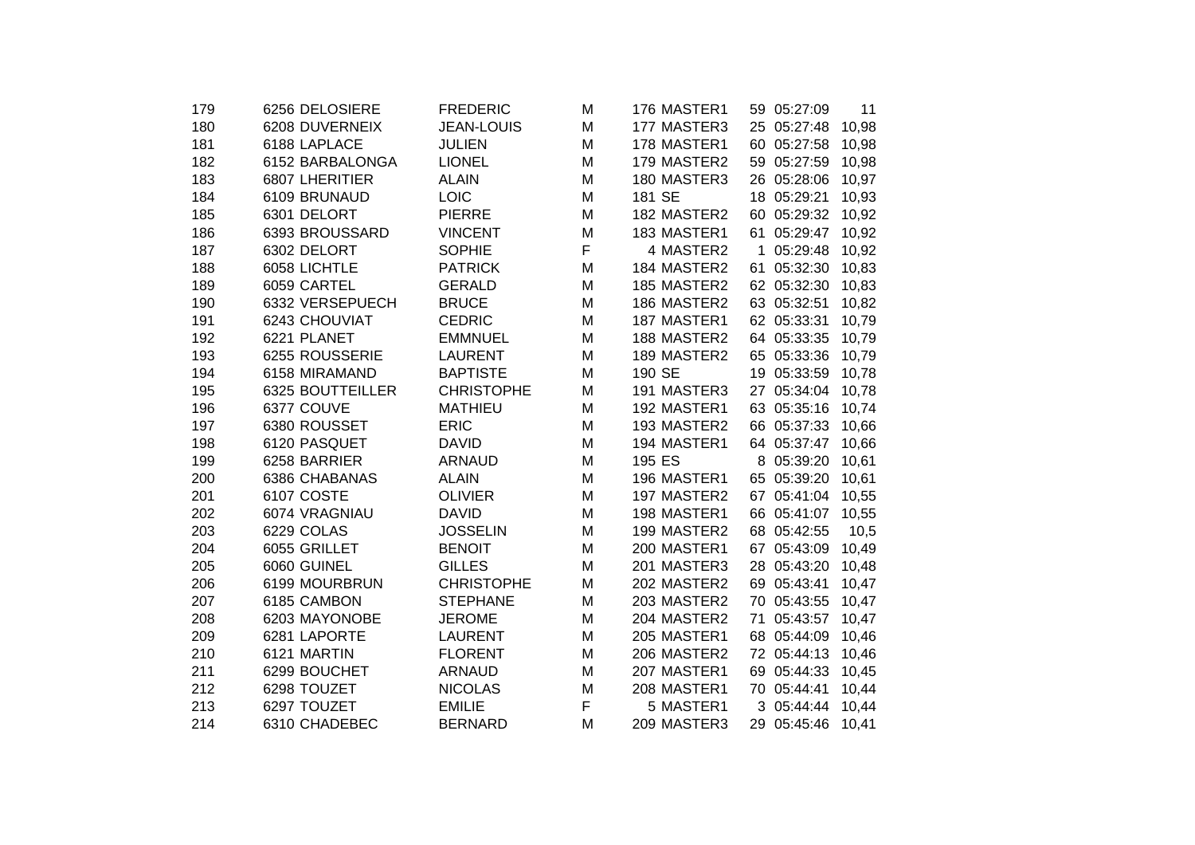| | | | | | | | | |
|---|---|---|---|---|---|---|---|---|
| 179 | 6256 DELOSIERE | FREDERIC | M | 176 MASTER1 | 59 | 05:27:09 | 11 |
| 180 | 6208 DUVERNEIX | JEAN-LOUIS | M | 177 MASTER3 | 25 | 05:27:48 | 10,98 |
| 181 | 6188 LAPLACE | JULIEN | M | 178 MASTER1 | 60 | 05:27:58 | 10,98 |
| 182 | 6152 BARBALONGA | LIONEL | M | 179 MASTER2 | 59 | 05:27:59 | 10,98 |
| 183 | 6807 LHERITIER | ALAIN | M | 180 MASTER3 | 26 | 05:28:06 | 10,97 |
| 184 | 6109 BRUNAUD | LOIC | M | 181 SE | 18 | 05:29:21 | 10,93 |
| 185 | 6301 DELORT | PIERRE | M | 182 MASTER2 | 60 | 05:29:32 | 10,92 |
| 186 | 6393 BROUSSARD | VINCENT | M | 183 MASTER1 | 61 | 05:29:47 | 10,92 |
| 187 | 6302 DELORT | SOPHIE | F | 4 MASTER2 | 1 | 05:29:48 | 10,92 |
| 188 | 6058 LICHTLE | PATRICK | M | 184 MASTER2 | 61 | 05:32:30 | 10,83 |
| 189 | 6059 CARTEL | GERALD | M | 185 MASTER2 | 62 | 05:32:30 | 10,83 |
| 190 | 6332 VERSEPUECH | BRUCE | M | 186 MASTER2 | 63 | 05:32:51 | 10,82 |
| 191 | 6243 CHOUVIAT | CEDRIC | M | 187 MASTER1 | 62 | 05:33:31 | 10,79 |
| 192 | 6221 PLANET | EMMNUEL | M | 188 MASTER2 | 64 | 05:33:35 | 10,79 |
| 193 | 6255 ROUSSERIE | LAURENT | M | 189 MASTER2 | 65 | 05:33:36 | 10,79 |
| 194 | 6158 MIRAMAND | BAPTISTE | M | 190 SE | 19 | 05:33:59 | 10,78 |
| 195 | 6325 BOUTTEILLER | CHRISTOPHE | M | 191 MASTER3 | 27 | 05:34:04 | 10,78 |
| 196 | 6377 COUVE | MATHIEU | M | 192 MASTER1 | 63 | 05:35:16 | 10,74 |
| 197 | 6380 ROUSSET | ERIC | M | 193 MASTER2 | 66 | 05:37:33 | 10,66 |
| 198 | 6120 PASQUET | DAVID | M | 194 MASTER1 | 64 | 05:37:47 | 10,66 |
| 199 | 6258 BARRIER | ARNAUD | M | 195 ES | 8 | 05:39:20 | 10,61 |
| 200 | 6386 CHABANAS | ALAIN | M | 196 MASTER1 | 65 | 05:39:20 | 10,61 |
| 201 | 6107 COSTE | OLIVIER | M | 197 MASTER2 | 67 | 05:41:04 | 10,55 |
| 202 | 6074 VRAGNIAU | DAVID | M | 198 MASTER1 | 66 | 05:41:07 | 10,55 |
| 203 | 6229 COLAS | JOSSELIN | M | 199 MASTER2 | 68 | 05:42:55 | 10,5 |
| 204 | 6055 GRILLET | BENOIT | M | 200 MASTER1 | 67 | 05:43:09 | 10,49 |
| 205 | 6060 GUINEL | GILLES | M | 201 MASTER3 | 28 | 05:43:20 | 10,48 |
| 206 | 6199 MOURBRUN | CHRISTOPHE | M | 202 MASTER2 | 69 | 05:43:41 | 10,47 |
| 207 | 6185 CAMBON | STEPHANE | M | 203 MASTER2 | 70 | 05:43:55 | 10,47 |
| 208 | 6203 MAYONOBE | JEROME | M | 204 MASTER2 | 71 | 05:43:57 | 10,47 |
| 209 | 6281 LAPORTE | LAURENT | M | 205 MASTER1 | 68 | 05:44:09 | 10,46 |
| 210 | 6121 MARTIN | FLORENT | M | 206 MASTER2 | 72 | 05:44:13 | 10,46 |
| 211 | 6299 BOUCHET | ARNAUD | M | 207 MASTER1 | 69 | 05:44:33 | 10,45 |
| 212 | 6298 TOUZET | NICOLAS | M | 208 MASTER1 | 70 | 05:44:41 | 10,44 |
| 213 | 6297 TOUZET | EMILIE | F | 5 MASTER1 | 3 | 05:44:44 | 10,44 |
| 214 | 6310 CHADEBEC | BERNARD | M | 209 MASTER3 | 29 | 05:45:46 | 10,41 |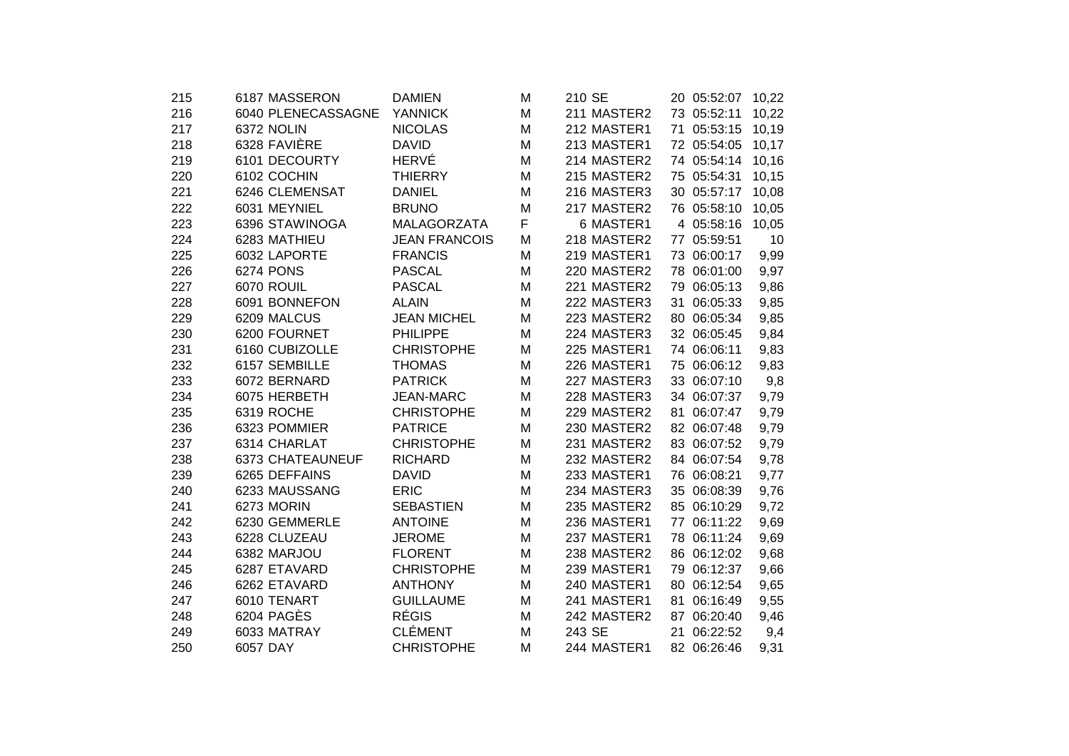| | | | | | | | | |
|---|---|---|---|---|---|---|---|---|
| 215 | 6187 | MASSERON | DAMIEN | M | 210 | SE | 20 | 05:52:07 | 10,22 |
| 216 | 6040 | PLENECASSAGNE | YANNICK | M | 211 | MASTER2 | 73 | 05:52:11 | 10,22 |
| 217 | 6372 | NOLIN | NICOLAS | M | 212 | MASTER1 | 71 | 05:53:15 | 10,19 |
| 218 | 6328 | FAVIÈRE | DAVID | M | 213 | MASTER1 | 72 | 05:54:05 | 10,17 |
| 219 | 6101 | DECOURTY | HERVÉ | M | 214 | MASTER2 | 74 | 05:54:14 | 10,16 |
| 220 | 6102 | COCHIN | THIERRY | M | 215 | MASTER2 | 75 | 05:54:31 | 10,15 |
| 221 | 6246 | CLEMENSAT | DANIEL | M | 216 | MASTER3 | 30 | 05:57:17 | 10,08 |
| 222 | 6031 | MEYNIEL | BRUNO | M | 217 | MASTER2 | 76 | 05:58:10 | 10,05 |
| 223 | 6396 | STAWINOGA | MALAGORZATA | F | 6 | MASTER1 | 4 | 05:58:16 | 10,05 |
| 224 | 6283 | MATHIEU | JEAN FRANCOIS | M | 218 | MASTER2 | 77 | 05:59:51 | 10 |
| 225 | 6032 | LAPORTE | FRANCIS | M | 219 | MASTER1 | 73 | 06:00:17 | 9,99 |
| 226 | 6274 | PONS | PASCAL | M | 220 | MASTER2 | 78 | 06:01:00 | 9,97 |
| 227 | 6070 | ROUIL | PASCAL | M | 221 | MASTER2 | 79 | 06:05:13 | 9,86 |
| 228 | 6091 | BONNEFON | ALAIN | M | 222 | MASTER3 | 31 | 06:05:33 | 9,85 |
| 229 | 6209 | MALCUS | JEAN MICHEL | M | 223 | MASTER2 | 80 | 06:05:34 | 9,85 |
| 230 | 6200 | FOURNET | PHILIPPE | M | 224 | MASTER3 | 32 | 06:05:45 | 9,84 |
| 231 | 6160 | CUBIZOLLE | CHRISTOPHE | M | 225 | MASTER1 | 74 | 06:06:11 | 9,83 |
| 232 | 6157 | SEMBILLE | THOMAS | M | 226 | MASTER1 | 75 | 06:06:12 | 9,83 |
| 233 | 6072 | BERNARD | PATRICK | M | 227 | MASTER3 | 33 | 06:07:10 | 9,8 |
| 234 | 6075 | HERBETH | JEAN-MARC | M | 228 | MASTER3 | 34 | 06:07:37 | 9,79 |
| 235 | 6319 | ROCHE | CHRISTOPHE | M | 229 | MASTER2 | 81 | 06:07:47 | 9,79 |
| 236 | 6323 | POMMIER | PATRICE | M | 230 | MASTER2 | 82 | 06:07:48 | 9,79 |
| 237 | 6314 | CHARLAT | CHRISTOPHE | M | 231 | MASTER2 | 83 | 06:07:52 | 9,79 |
| 238 | 6373 | CHATEAUNEUF | RICHARD | M | 232 | MASTER2 | 84 | 06:07:54 | 9,78 |
| 239 | 6265 | DEFFAINS | DAVID | M | 233 | MASTER1 | 76 | 06:08:21 | 9,77 |
| 240 | 6233 | MAUSSANG | ERIC | M | 234 | MASTER3 | 35 | 06:08:39 | 9,76 |
| 241 | 6273 | MORIN | SEBASTIEN | M | 235 | MASTER2 | 85 | 06:10:29 | 9,72 |
| 242 | 6230 | GEMMERLE | ANTOINE | M | 236 | MASTER1 | 77 | 06:11:22 | 9,69 |
| 243 | 6228 | CLUZEAU | JEROME | M | 237 | MASTER1 | 78 | 06:11:24 | 9,69 |
| 244 | 6382 | MARJOU | FLORENT | M | 238 | MASTER2 | 86 | 06:12:02 | 9,68 |
| 245 | 6287 | ETAVARD | CHRISTOPHE | M | 239 | MASTER1 | 79 | 06:12:37 | 9,66 |
| 246 | 6262 | ETAVARD | ANTHONY | M | 240 | MASTER1 | 80 | 06:12:54 | 9,65 |
| 247 | 6010 | TENART | GUILLAUME | M | 241 | MASTER1 | 81 | 06:16:49 | 9,55 |
| 248 | 6204 | PAGÈS | RÉGIS | M | 242 | MASTER2 | 87 | 06:20:40 | 9,46 |
| 249 | 6033 | MATRAY | CLÉMENT | M | 243 | SE | 21 | 06:22:52 | 9,4 |
| 250 | 6057 | DAY | CHRISTOPHE | M | 244 | MASTER1 | 82 | 06:26:46 | 9,31 |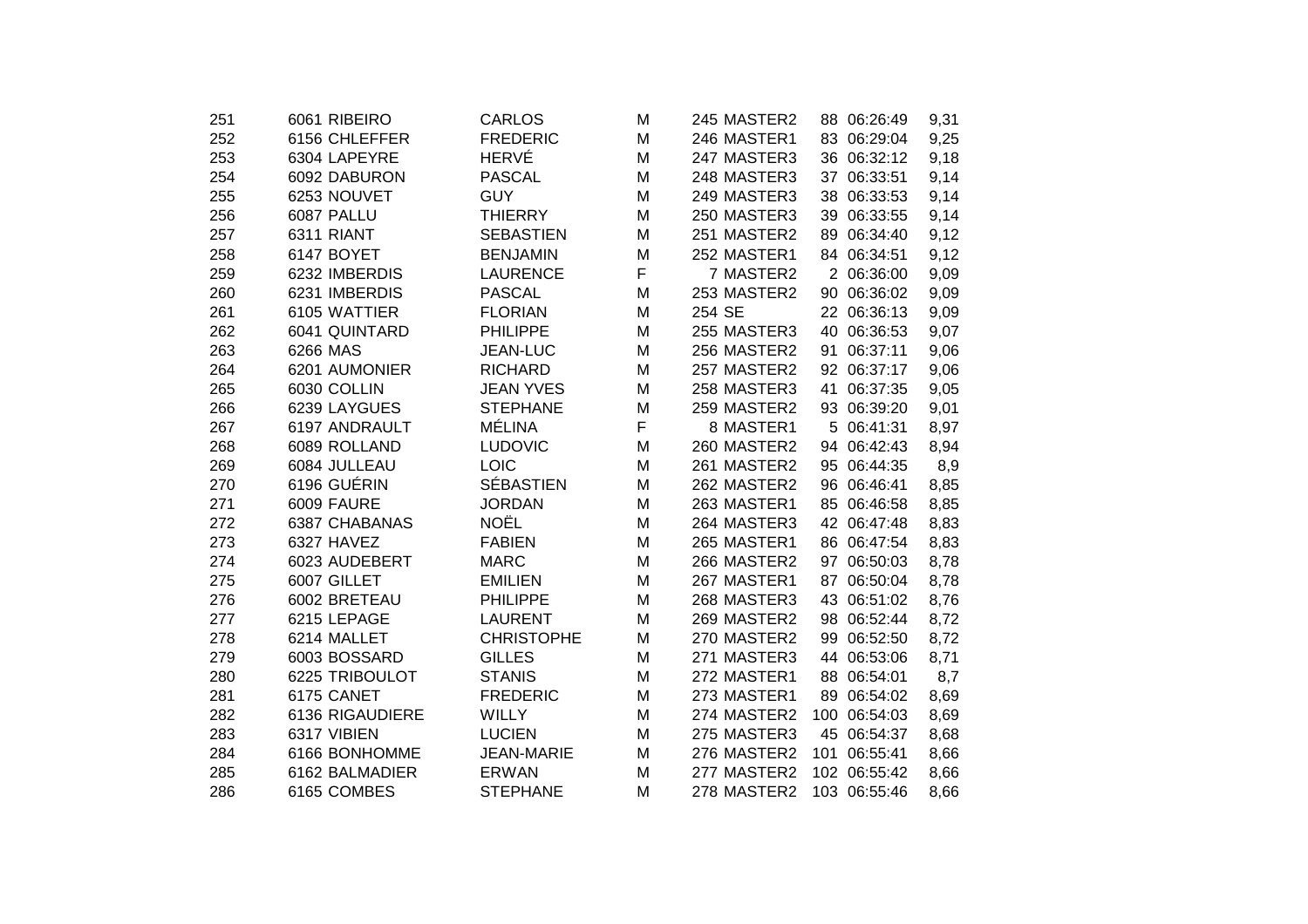| | | | | | | | | |
|---|---|---|---|---|---|---|---|---|
| 251 | 6061 | RIBEIRO | CARLOS | M | 245 | MASTER2 | 88 | 06:26:49 | 9,31 |
| 252 | 6156 | CHLEFFER | FREDERIC | M | 246 | MASTER1 | 83 | 06:29:04 | 9,25 |
| 253 | 6304 | LAPEYRE | HERVÉ | M | 247 | MASTER3 | 36 | 06:32:12 | 9,18 |
| 254 | 6092 | DABURON | PASCAL | M | 248 | MASTER3 | 37 | 06:33:51 | 9,14 |
| 255 | 6253 | NOUVET | GUY | M | 249 | MASTER3 | 38 | 06:33:53 | 9,14 |
| 256 | 6087 | PALLU | THIERRY | M | 250 | MASTER3 | 39 | 06:33:55 | 9,14 |
| 257 | 6311 | RIANT | SEBASTIEN | M | 251 | MASTER2 | 89 | 06:34:40 | 9,12 |
| 258 | 6147 | BOYET | BENJAMIN | M | 252 | MASTER1 | 84 | 06:34:51 | 9,12 |
| 259 | 6232 | IMBERDIS | LAURENCE | F | 7 | MASTER2 | 2 | 06:36:00 | 9,09 |
| 260 | 6231 | IMBERDIS | PASCAL | M | 253 | MASTER2 | 90 | 06:36:02 | 9,09 |
| 261 | 6105 | WATTIER | FLORIAN | M | 254 | SE | 22 | 06:36:13 | 9,09 |
| 262 | 6041 | QUINTARD | PHILIPPE | M | 255 | MASTER3 | 40 | 06:36:53 | 9,07 |
| 263 | 6266 | MAS | JEAN-LUC | M | 256 | MASTER2 | 91 | 06:37:11 | 9,06 |
| 264 | 6201 | AUMONIER | RICHARD | M | 257 | MASTER2 | 92 | 06:37:17 | 9,06 |
| 265 | 6030 | COLLIN | JEAN YVES | M | 258 | MASTER3 | 41 | 06:37:35 | 9,05 |
| 266 | 6239 | LAYGUES | STEPHANE | M | 259 | MASTER2 | 93 | 06:39:20 | 9,01 |
| 267 | 6197 | ANDRAULT | MÉLINA | F | 8 | MASTER1 | 5 | 06:41:31 | 8,97 |
| 268 | 6089 | ROLLAND | LUDOVIC | M | 260 | MASTER2 | 94 | 06:42:43 | 8,94 |
| 269 | 6084 | JULLEAU | LOIC | M | 261 | MASTER2 | 95 | 06:44:35 | 8,9 |
| 270 | 6196 | GUÉRIN | SÉBASTIEN | M | 262 | MASTER2 | 96 | 06:46:41 | 8,85 |
| 271 | 6009 | FAURE | JORDAN | M | 263 | MASTER1 | 85 | 06:46:58 | 8,85 |
| 272 | 6387 | CHABANAS | NOËL | M | 264 | MASTER3 | 42 | 06:47:48 | 8,83 |
| 273 | 6327 | HAVEZ | FABIEN | M | 265 | MASTER1 | 86 | 06:47:54 | 8,83 |
| 274 | 6023 | AUDEBERT | MARC | M | 266 | MASTER2 | 97 | 06:50:03 | 8,78 |
| 275 | 6007 | GILLET | EMILIEN | M | 267 | MASTER1 | 87 | 06:50:04 | 8,78 |
| 276 | 6002 | BRETEAU | PHILIPPE | M | 268 | MASTER3 | 43 | 06:51:02 | 8,76 |
| 277 | 6215 | LEPAGE | LAURENT | M | 269 | MASTER2 | 98 | 06:52:44 | 8,72 |
| 278 | 6214 | MALLET | CHRISTOPHE | M | 270 | MASTER2 | 99 | 06:52:50 | 8,72 |
| 279 | 6003 | BOSSARD | GILLES | M | 271 | MASTER3 | 44 | 06:53:06 | 8,71 |
| 280 | 6225 | TRIBOULOT | STANIS | M | 272 | MASTER1 | 88 | 06:54:01 | 8,7 |
| 281 | 6175 | CANET | FREDERIC | M | 273 | MASTER1 | 89 | 06:54:02 | 8,69 |
| 282 | 6136 | RIGAUDIERE | WILLY | M | 274 | MASTER2 | 100 | 06:54:03 | 8,69 |
| 283 | 6317 | VIBIEN | LUCIEN | M | 275 | MASTER3 | 45 | 06:54:37 | 8,68 |
| 284 | 6166 | BONHOMME | JEAN-MARIE | M | 276 | MASTER2 | 101 | 06:55:41 | 8,66 |
| 285 | 6162 | BALMADIER | ERWAN | M | 277 | MASTER2 | 102 | 06:55:42 | 8,66 |
| 286 | 6165 | COMBES | STEPHANE | M | 278 | MASTER2 | 103 | 06:55:46 | 8,66 |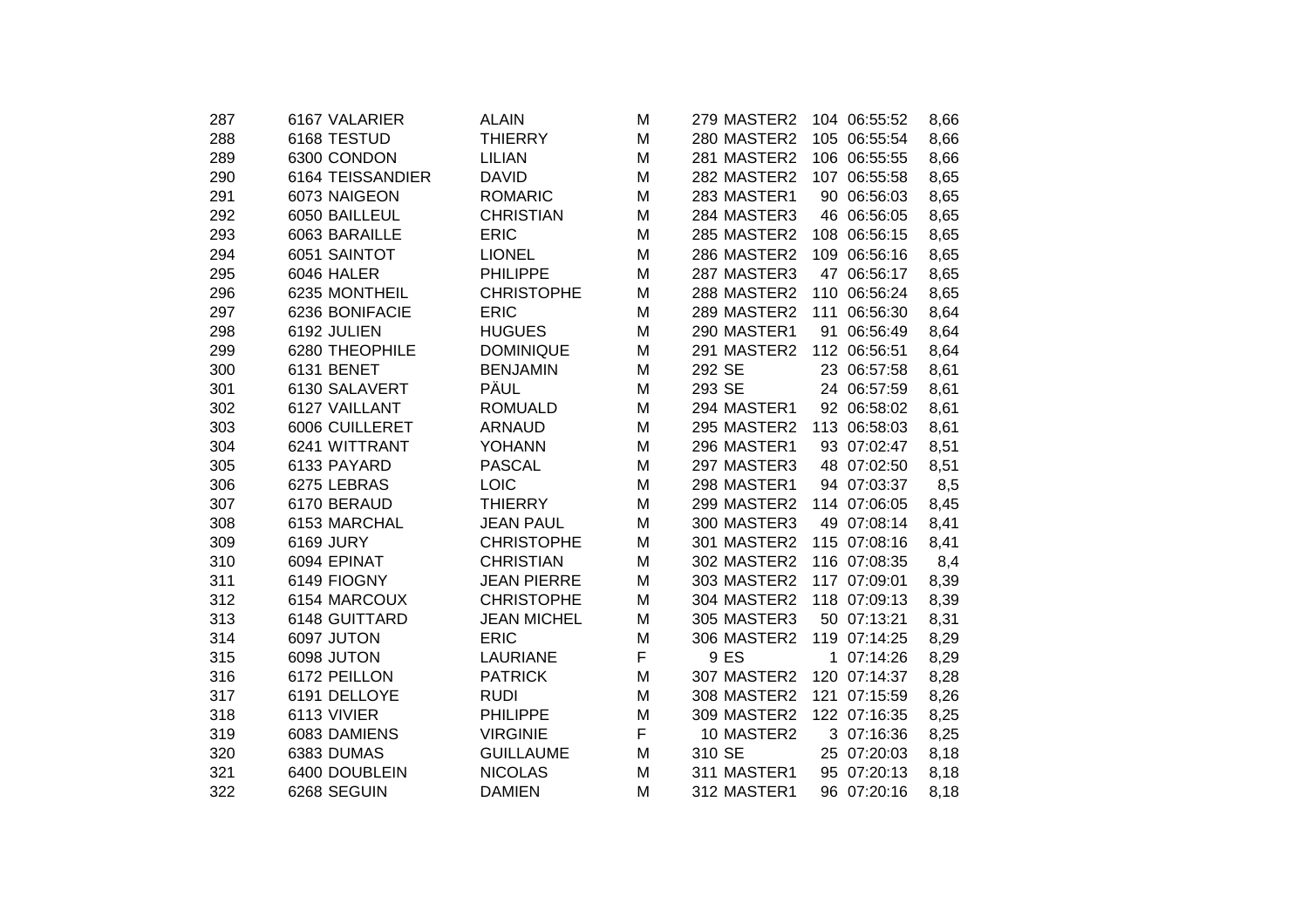| | | | | | | | | |
|---|---|---|---|---|---|---|---|---|
| 287 | 6167 VALARIER | ALAIN | M | 279 MASTER2 | 104 | 06:55:52 | 8,66 |
| 288 | 6168 TESTUD | THIERRY | M | 280 MASTER2 | 105 | 06:55:54 | 8,66 |
| 289 | 6300 CONDON | LILIAN | M | 281 MASTER2 | 106 | 06:55:55 | 8,66 |
| 290 | 6164 TEISSANDIER | DAVID | M | 282 MASTER2 | 107 | 06:55:58 | 8,65 |
| 291 | 6073 NAIGEON | ROMARIC | M | 283 MASTER1 | 90 | 06:56:03 | 8,65 |
| 292 | 6050 BAILLEUL | CHRISTIAN | M | 284 MASTER3 | 46 | 06:56:05 | 8,65 |
| 293 | 6063 BARAILLE | ERIC | M | 285 MASTER2 | 108 | 06:56:15 | 8,65 |
| 294 | 6051 SAINTOT | LIONEL | M | 286 MASTER2 | 109 | 06:56:16 | 8,65 |
| 295 | 6046 HALER | PHILIPPE | M | 287 MASTER3 | 47 | 06:56:17 | 8,65 |
| 296 | 6235 MONTHEIL | CHRISTOPHE | M | 288 MASTER2 | 110 | 06:56:24 | 8,65 |
| 297 | 6236 BONIFACIE | ERIC | M | 289 MASTER2 | 111 | 06:56:30 | 8,64 |
| 298 | 6192 JULIEN | HUGUES | M | 290 MASTER1 | 91 | 06:56:49 | 8,64 |
| 299 | 6280 THEOPHILE | DOMINIQUE | M | 291 MASTER2 | 112 | 06:56:51 | 8,64 |
| 300 | 6131 BENET | BENJAMIN | M | 292 SE | 23 | 06:57:58 | 8,61 |
| 301 | 6130 SALAVERT | PÄUL | M | 293 SE | 24 | 06:57:59 | 8,61 |
| 302 | 6127 VAILLANT | ROMUALD | M | 294 MASTER1 | 92 | 06:58:02 | 8,61 |
| 303 | 6006 CUILLERET | ARNAUD | M | 295 MASTER2 | 113 | 06:58:03 | 8,61 |
| 304 | 6241 WITTRANT | YOHANN | M | 296 MASTER1 | 93 | 07:02:47 | 8,51 |
| 305 | 6133 PAYARD | PASCAL | M | 297 MASTER3 | 48 | 07:02:50 | 8,51 |
| 306 | 6275 LEBRAS | LOIC | M | 298 MASTER1 | 94 | 07:03:37 | 8,5 |
| 307 | 6170 BERAUD | THIERRY | M | 299 MASTER2 | 114 | 07:06:05 | 8,45 |
| 308 | 6153 MARCHAL | JEAN PAUL | M | 300 MASTER3 | 49 | 07:08:14 | 8,41 |
| 309 | 6169 JURY | CHRISTOPHE | M | 301 MASTER2 | 115 | 07:08:16 | 8,41 |
| 310 | 6094 EPINAT | CHRISTIAN | M | 302 MASTER2 | 116 | 07:08:35 | 8,4 |
| 311 | 6149 FIOGNY | JEAN PIERRE | M | 303 MASTER2 | 117 | 07:09:01 | 8,39 |
| 312 | 6154 MARCOUX | CHRISTOPHE | M | 304 MASTER2 | 118 | 07:09:13 | 8,39 |
| 313 | 6148 GUITTARD | JEAN MICHEL | M | 305 MASTER3 | 50 | 07:13:21 | 8,31 |
| 314 | 6097 JUTON | ERIC | M | 306 MASTER2 | 119 | 07:14:25 | 8,29 |
| 315 | 6098 JUTON | LAURIANE | F | 9 ES | 1 | 07:14:26 | 8,29 |
| 316 | 6172 PEILLON | PATRICK | M | 307 MASTER2 | 120 | 07:14:37 | 8,28 |
| 317 | 6191 DELLOYE | RUDI | M | 308 MASTER2 | 121 | 07:15:59 | 8,26 |
| 318 | 6113 VIVIER | PHILIPPE | M | 309 MASTER2 | 122 | 07:16:35 | 8,25 |
| 319 | 6083 DAMIENS | VIRGINIE | F | 10 MASTER2 | 3 | 07:16:36 | 8,25 |
| 320 | 6383 DUMAS | GUILLAUME | M | 310 SE | 25 | 07:20:03 | 8,18 |
| 321 | 6400 DOUBLEIN | NICOLAS | M | 311 MASTER1 | 95 | 07:20:13 | 8,18 |
| 322 | 6268 SEGUIN | DAMIEN | M | 312 MASTER1 | 96 | 07:20:16 | 8,18 |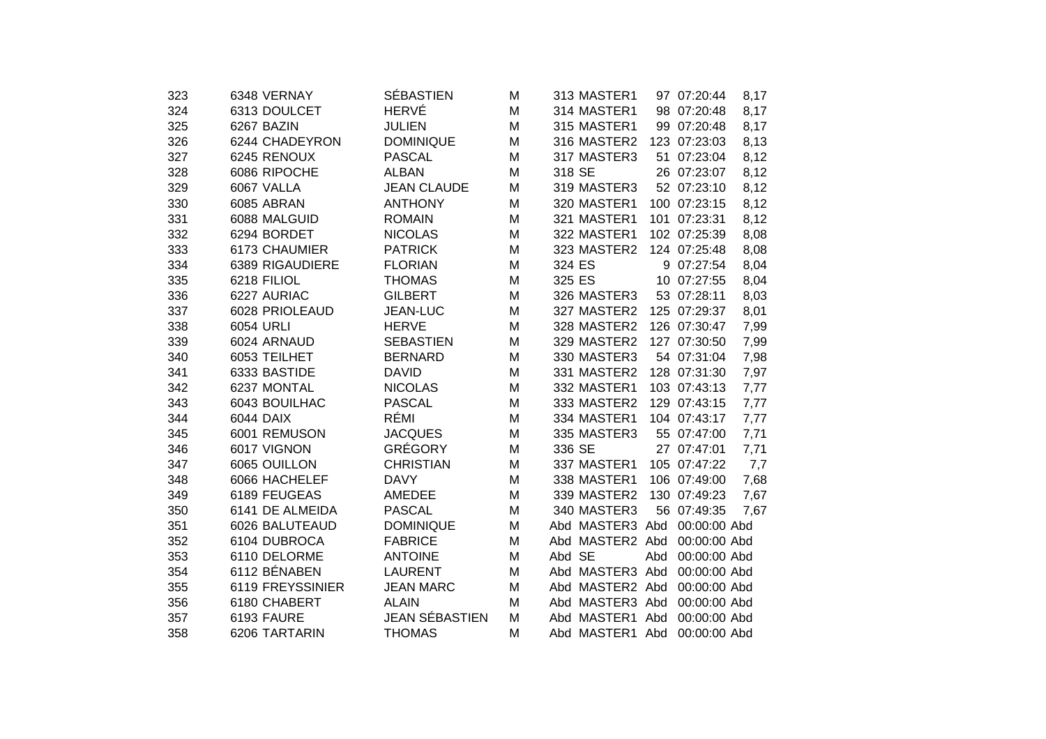| | | | | | | | | | |
|---|---|---|---|---|---|---|---|---|---|
| 323 | 6348 | VERNAY | SÉBASTIEN | M | 313 | MASTER1 | 97 | 07:20:44 | 8,17 |
| 324 | 6313 | DOULCET | HERVÉ | M | 314 | MASTER1 | 98 | 07:20:48 | 8,17 |
| 325 | 6267 | BAZIN | JULIEN | M | 315 | MASTER1 | 99 | 07:20:48 | 8,17 |
| 326 | 6244 | CHADEYRON | DOMINIQUE | M | 316 | MASTER2 | 123 | 07:23:03 | 8,13 |
| 327 | 6245 | RENOUX | PASCAL | M | 317 | MASTER3 | 51 | 07:23:04 | 8,12 |
| 328 | 6086 | RIPOCHE | ALBAN | M | 318 | SE | 26 | 07:23:07 | 8,12 |
| 329 | 6067 | VALLA | JEAN CLAUDE | M | 319 | MASTER3 | 52 | 07:23:10 | 8,12 |
| 330 | 6085 | ABRAN | ANTHONY | M | 320 | MASTER1 | 100 | 07:23:15 | 8,12 |
| 331 | 6088 | MALGUID | ROMAIN | M | 321 | MASTER1 | 101 | 07:23:31 | 8,12 |
| 332 | 6294 | BORDET | NICOLAS | M | 322 | MASTER1 | 102 | 07:25:39 | 8,08 |
| 333 | 6173 | CHAUMIER | PATRICK | M | 323 | MASTER2 | 124 | 07:25:48 | 8,08 |
| 334 | 6389 | RIGAUDIERE | FLORIAN | M | 324 | ES | 9 | 07:27:54 | 8,04 |
| 335 | 6218 | FILIOL | THOMAS | M | 325 | ES | 10 | 07:27:55 | 8,04 |
| 336 | 6227 | AURIAC | GILBERT | M | 326 | MASTER3 | 53 | 07:28:11 | 8,03 |
| 337 | 6028 | PRIOLEAUD | JEAN-LUC | M | 327 | MASTER2 | 125 | 07:29:37 | 8,01 |
| 338 | 6054 | URLI | HERVE | M | 328 | MASTER2 | 126 | 07:30:47 | 7,99 |
| 339 | 6024 | ARNAUD | SEBASTIEN | M | 329 | MASTER2 | 127 | 07:30:50 | 7,99 |
| 340 | 6053 | TEILHET | BERNARD | M | 330 | MASTER3 | 54 | 07:31:04 | 7,98 |
| 341 | 6333 | BASTIDE | DAVID | M | 331 | MASTER2 | 128 | 07:31:30 | 7,97 |
| 342 | 6237 | MONTAL | NICOLAS | M | 332 | MASTER1 | 103 | 07:43:13 | 7,77 |
| 343 | 6043 | BOUILHAC | PASCAL | M | 333 | MASTER2 | 129 | 07:43:15 | 7,77 |
| 344 | 6044 | DAIX | RÉMI | M | 334 | MASTER1 | 104 | 07:43:17 | 7,77 |
| 345 | 6001 | REMUSON | JACQUES | M | 335 | MASTER3 | 55 | 07:47:00 | 7,71 |
| 346 | 6017 | VIGNON | GRÉGORY | M | 336 | SE | 27 | 07:47:01 | 7,71 |
| 347 | 6065 | OUILLON | CHRISTIAN | M | 337 | MASTER1 | 105 | 07:47:22 | 7,7 |
| 348 | 6066 | HACHELEF | DAVY | M | 338 | MASTER1 | 106 | 07:49:00 | 7,68 |
| 349 | 6189 | FEUGEAS | AMEDEE | M | 339 | MASTER2 | 130 | 07:49:23 | 7,67 |
| 350 | 6141 | DE ALMEIDA | PASCAL | M | 340 | MASTER3 | 56 | 07:49:35 | 7,67 |
| 351 | 6026 | BALUTEAUD | DOMINIQUE | M | Abd | MASTER3 | Abd | 00:00:00 | Abd |
| 352 | 6104 | DUBROCA | FABRICE | M | Abd | MASTER2 | Abd | 00:00:00 | Abd |
| 353 | 6110 | DELORME | ANTOINE | M | Abd | SE | Abd | 00:00:00 | Abd |
| 354 | 6112 | BÉNABEN | LAURENT | M | Abd | MASTER3 | Abd | 00:00:00 | Abd |
| 355 | 6119 | FREYSSINIER | JEAN MARC | M | Abd | MASTER2 | Abd | 00:00:00 | Abd |
| 356 | 6180 | CHABERT | ALAIN | M | Abd | MASTER3 | Abd | 00:00:00 | Abd |
| 357 | 6193 | FAURE | JEAN SÉBASTIEN | M | Abd | MASTER1 | Abd | 00:00:00 | Abd |
| 358 | 6206 | TARTARIN | THOMAS | M | Abd | MASTER1 | Abd | 00:00:00 | Abd |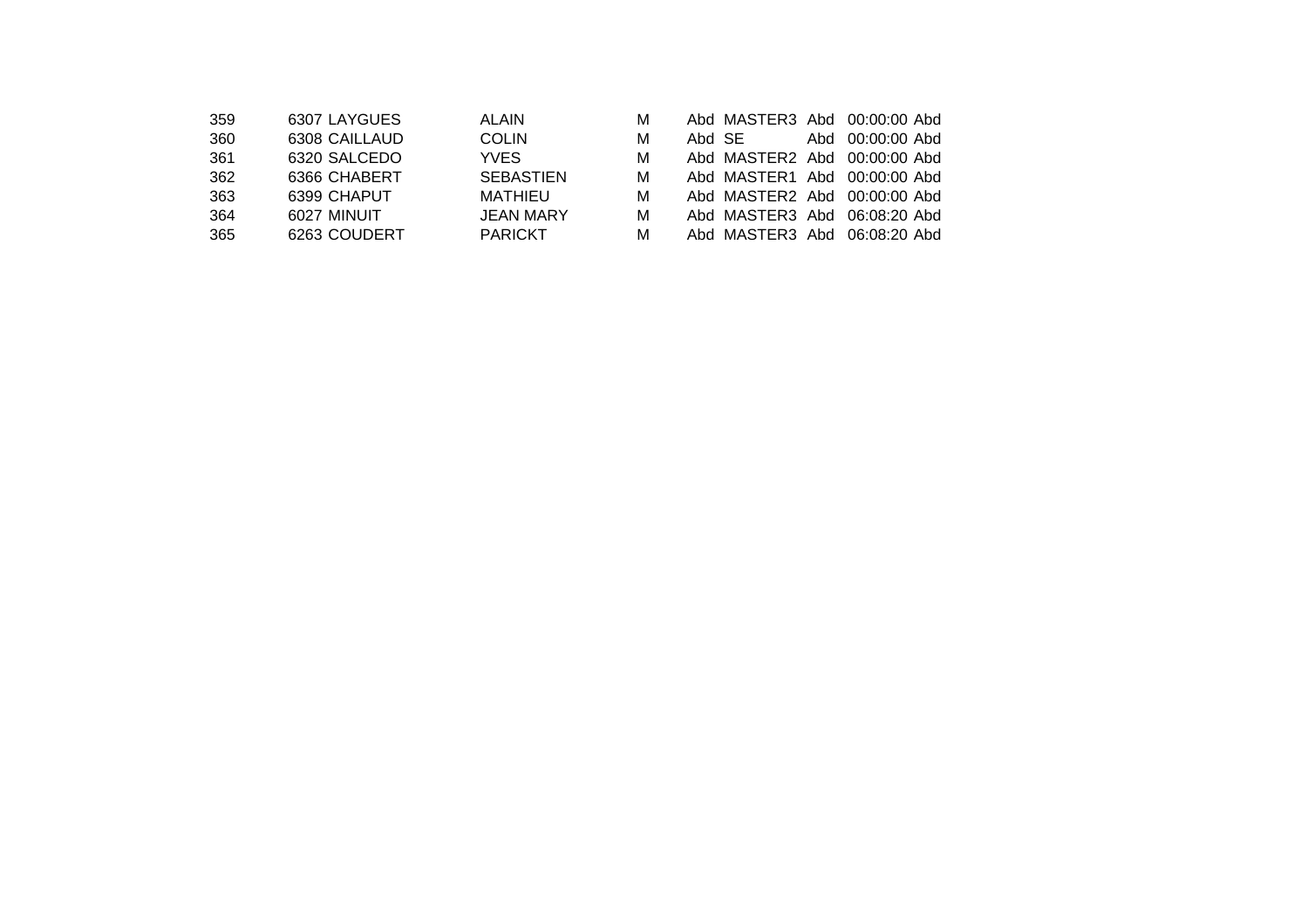| | | | | | | | | | |
|---|---|---|---|---|---|---|---|---|---|
| 359 | 6307 | LAYGUES | ALAIN | M | Abd | MASTER3 | Abd | 00:00:00 | Abd |
| 360 | 6308 | CAILLAUD | COLIN | M | Abd | SE | Abd | 00:00:00 | Abd |
| 361 | 6320 | SALCEDO | YVES | M | Abd | MASTER2 | Abd | 00:00:00 | Abd |
| 362 | 6366 | CHABERT | SEBASTIEN | M | Abd | MASTER1 | Abd | 00:00:00 | Abd |
| 363 | 6399 | CHAPUT | MATHIEU | M | Abd | MASTER2 | Abd | 00:00:00 | Abd |
| 364 | 6027 | MINUIT | JEAN MARY | M | Abd | MASTER3 | Abd | 06:08:20 | Abd |
| 365 | 6263 | COUDERT | PARICKT | M | Abd | MASTER3 | Abd | 06:08:20 | Abd |